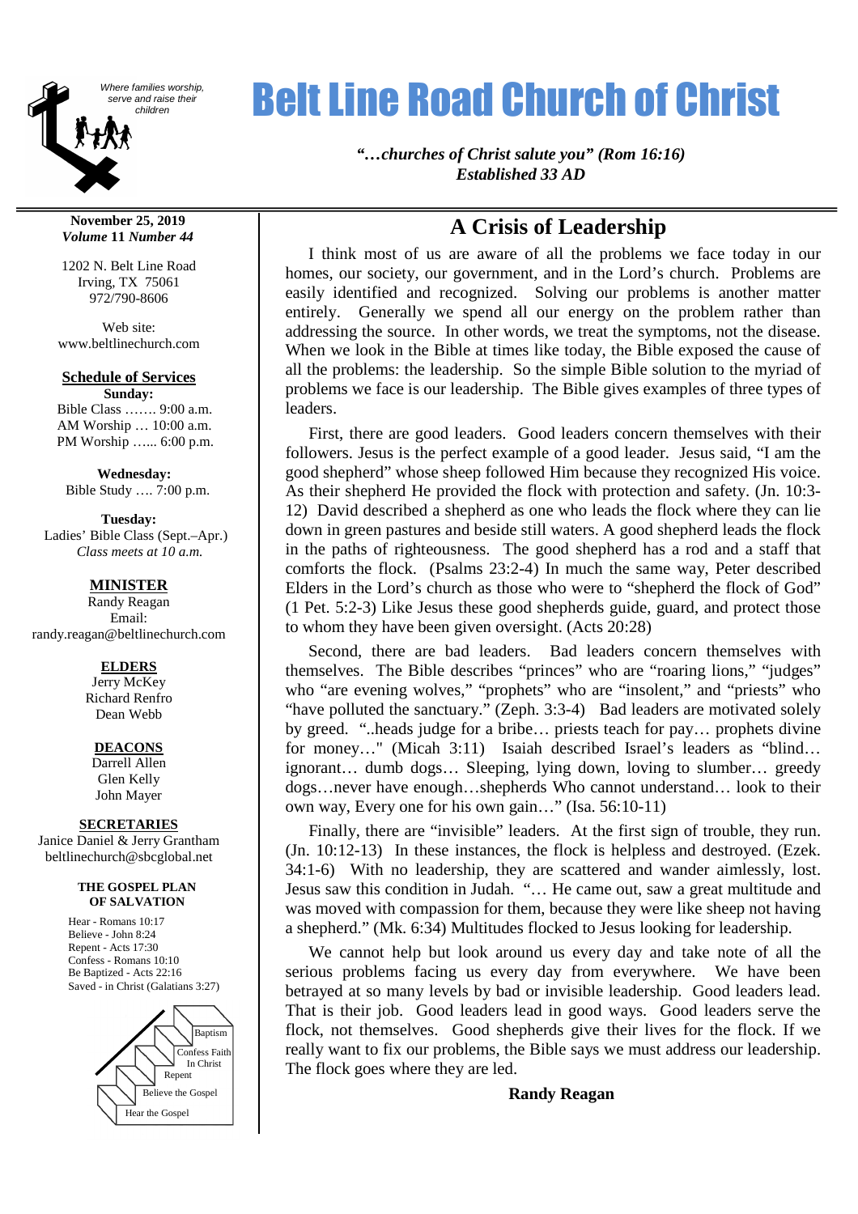Where families worship, serve and raise their children

# Belt Line Road Church of Christ

***"…churches of Christ salute you" (Rom 16:16)***
***Established 33 AD***

**November 25, 2019**
***Volume* 11 *Number* 44**

1202 N. Belt Line Road
Irving, TX 75061
972/790-8606

Web site:
www.beltlinechurch.com

**Schedule of Services**

**Sunday:**
Bible Class ……. 9:00 a.m.
AM Worship … 10:00 a.m.
PM Worship …... 6:00 p.m.

**Wednesday:**
Bible Study …. 7:00 p.m.

**Tuesday:**
Ladies' Bible Class (Sept.–Apr.)
*Class meets at 10 a.m.*

**MINISTER**
Randy Reagan
Email:
randy.reagan@beltlinechurch.com

**ELDERS**
Jerry McKey
Richard Renfro
Dean Webb

**DEACONS**
Darrell Allen
Glen Kelly
John Mayer

**SECRETARIES**
Janice Daniel & Jerry Grantham
beltlinechurch@sbcglobal.net

**THE GOSPEL PLAN OF SALVATION**

Hear - Romans 10:17
Believe - John 8:24
Repent - Acts 17:30
Confess - Romans 10:10
Be Baptized - Acts 22:16
Saved - in Christ (Galatians 3:27)

Baptism
Confess Faith In Christ
Repent
Believe the Gospel
Hear the Gospel

## A Crisis of Leadership

I think most of us are aware of all the problems we face today in our homes, our society, our government, and in the Lord's church. Problems are easily identified and recognized. Solving our problems is another matter entirely. Generally we spend all our energy on the problem rather than addressing the source. In other words, we treat the symptoms, not the disease. When we look in the Bible at times like today, the Bible exposed the cause of all the problems: the leadership. So the simple Bible solution to the myriad of problems we face is our leadership. The Bible gives examples of three types of leaders.

First, there are good leaders. Good leaders concern themselves with their followers. Jesus is the perfect example of a good leader. Jesus said, "I am the good shepherd" whose sheep followed Him because they recognized His voice. As their shepherd He provided the flock with protection and safety. (Jn. 10:3-12) David described a shepherd as one who leads the flock where they can lie down in green pastures and beside still waters. A good shepherd leads the flock in the paths of righteousness. The good shepherd has a rod and a staff that comforts the flock. (Psalms 23:2-4) In much the same way, Peter described Elders in the Lord's church as those who were to "shepherd the flock of God" (1 Pet. 5:2-3) Like Jesus these good shepherds guide, guard, and protect those to whom they have been given oversight. (Acts 20:28)

Second, there are bad leaders. Bad leaders concern themselves with themselves. The Bible describes "princes" who are "roaring lions," "judges" who "are evening wolves," "prophets" who are "insolent," and "priests" who "have polluted the sanctuary." (Zeph. 3:3-4) Bad leaders are motivated solely by greed. "..heads judge for a bribe… priests teach for pay… prophets divine for money…" (Micah 3:11) Isaiah described Israel's leaders as "blind… ignorant… dumb dogs… Sleeping, lying down, loving to slumber… greedy dogs…never have enough…shepherds Who cannot understand… look to their own way, Every one for his own gain…" (Isa. 56:10-11)

Finally, there are "invisible" leaders. At the first sign of trouble, they run. (Jn. 10:12-13) In these instances, the flock is helpless and destroyed. (Ezek. 34:1-6) With no leadership, they are scattered and wander aimlessly, lost. Jesus saw this condition in Judah. "… He came out, saw a great multitude and was moved with compassion for them, because they were like sheep not having a shepherd." (Mk. 6:34) Multitudes flocked to Jesus looking for leadership.

We cannot help but look around us every day and take note of all the serious problems facing us every day from everywhere. We have been betrayed at so many levels by bad or invisible leadership. Good leaders lead. That is their job. Good leaders lead in good ways. Good leaders serve the flock, not themselves. Good shepherds give their lives for the flock. If we really want to fix our problems, the Bible says we must address our leadership. The flock goes where they are led.

**Randy Reagan**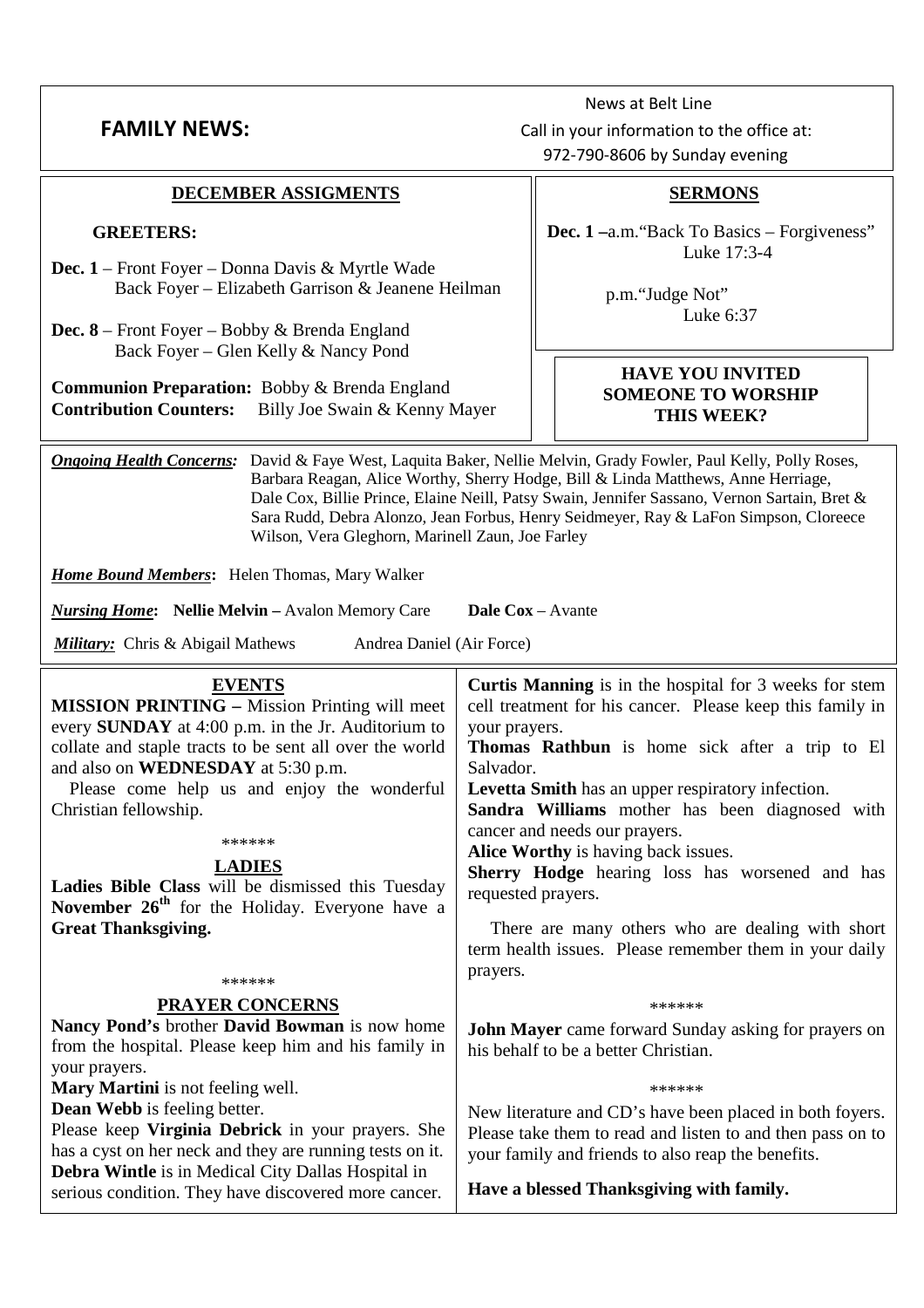## FAMILY NEWS:

News at Belt Line

Call in your information to the office at:

972-790-8606 by Sunday evening

### DECEMBER ASSIGMENTS

**GREETERS:**

**Dec. 1** – Front Foyer – Donna Davis & Myrtle Wade
Back Foyer – Elizabeth Garrison & Jeanene Heilman

**Dec. 8** – Front Foyer – Bobby & Brenda England
Back Foyer – Glen Kelly & Nancy Pond

**Communion Preparation:** Bobby & Brenda England
**Contribution Counters:** Billy Joe Swain & Kenny Mayer

### SERMONS

**Dec. 1** –a.m."Back To Basics – Forgiveness"
Luke 17:3-4

p.m."Judge Not"
Luke 6:37

**HAVE YOU INVITED SOMEONE TO WORSHIP THIS WEEK?**

***Ongoing Health Concerns:*** David & Faye West, Laquita Baker, Nellie Melvin, Grady Fowler, Paul Kelly, Polly Roses, Barbara Reagan, Alice Worthy, Sherry Hodge, Bill & Linda Matthews, Anne Herriage, Dale Cox, Billie Prince, Elaine Neill, Patsy Swain, Jennifer Sassano, Vernon Sartain, Bret & Sara Rudd, Debra Alonzo, Jean Forbus, Henry Seidmeyer, Ray & LaFon Simpson, Cloreece Wilson, Vera Gleghorn, Marinell Zaun, Joe Farley

***Home Bound Members*:** Helen Thomas, Mary Walker

***Nursing Home*:** **Nellie Melvin –** Avalon Memory Care **Dale Cox** – Avante

***Military:*** Chris & Abigail Mathews Andrea Daniel (Air Force)

### EVENTS

**MISSION PRINTING –** Mission Printing will meet every **SUNDAY** at 4:00 p.m. in the Jr. Auditorium to collate and staple tracts to be sent all over the world and also on **WEDNESDAY** at 5:30 p.m.

Please come help us and enjoy the wonderful Christian fellowship.

******

### LADIES

**Ladies Bible Class** will be dismissed this Tuesday **November 26th** for the Holiday. Everyone have a **Great Thanksgiving.**

******

### PRAYER CONCERNS

**Nancy Pond's** brother **David Bowman** is now home from the hospital. Please keep him and his family in your prayers.

**Mary Martini** is not feeling well.

**Dean Webb** is feeling better.

Please keep **Virginia Debrick** in your prayers. She has a cyst on her neck and they are running tests on it.

**Debra Wintle** is in Medical City Dallas Hospital in serious condition. They have discovered more cancer.

**Curtis Manning** is in the hospital for 3 weeks for stem cell treatment for his cancer. Please keep this family in your prayers.

**Thomas Rathbun** is home sick after a trip to El Salvador.

**Levetta Smith** has an upper respiratory infection.

**Sandra Williams** mother has been diagnosed with cancer and needs our prayers.

**Alice Worthy** is having back issues.

**Sherry Hodge** hearing loss has worsened and has requested prayers.

There are many others who are dealing with short term health issues. Please remember them in your daily prayers.

******

**John Mayer** came forward Sunday asking for prayers on his behalf to be a better Christian.

******

New literature and CD's have been placed in both foyers. Please take them to read and listen to and then pass on to your family and friends to also reap the benefits.

**Have a blessed Thanksgiving with family.**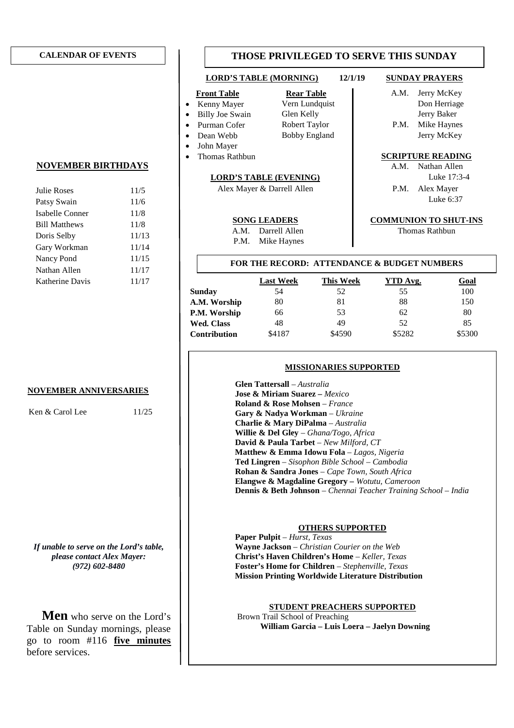## CALENDAR OF EVENTS

### NOVEMBER BIRTHDAYS

| | |
|---|---|
| Julie Roses | 11/5 |
| Patsy Swain | 11/6 |
| Isabelle Conner | 11/8 |
| Bill Matthews | 11/8 |
| Doris Selby | 11/13 |
| Gary Workman | 11/14 |
| Nancy Pond | 11/15 |
| Nathan Allen | 11/17 |
| Katherine Davis | 11/17 |

### NOVEMBER ANNIVERSARIES

| | |
|---|---|
| Ken & Carol Lee | 11/25 |

***If unable to serve on the Lord's table, please contact Alex Mayer: (972) 602-8480***

**Men** who serve on the Lord's Table on Sunday mornings, please go to room #116 **five minutes** before services.

## THOSE PRIVILEGED TO SERVE THIS SUNDAY

**LORD'S TABLE (MORNING)** **12/1/19**

**Front Table**
- Kenny Mayer
- Billy Joe Swain
- Purman Cofer
- Dean Webb
- John Mayer
- Thomas Rathbun

**Rear Table**
Vern Lundquist
Glen Kelly
Robert Taylor
Bobby England

**LORD'S TABLE (EVENING)**
Alex Mayer & Darrell Allen

**SONG LEADERS**
A.M. Darrell Allen
P.M. Mike Haynes

**SUNDAY PRAYERS**
A.M. Jerry McKey
Don Herriage
Jerry Baker
P.M. Mike Haynes
Jerry McKey

**SCRIPTURE READING**
A.M. Nathan Allen
Luke 17:3-4
P.M. Alex Mayer
Luke 6:37

**COMMUNION TO SHUT-INS**
Thomas Rathbun

### FOR THE RECORD: ATTENDANCE & BUDGET NUMBERS

| | Last Week | This Week | YTD Avg. | Goal |
|---|---|---|---|---|
| **Sunday** | 54 | 52 | 55 | 100 |
| **A.M. Worship** | 80 | 81 | 88 | 150 |
| **P.M. Worship** | 66 | 53 | 62 | 80 |
| **Wed. Class** | 48 | 49 | 52 | 85 |
| **Contribution** | $4187 | $4590 | $5282 | $5300 |

### MISSIONARIES SUPPORTED

**Glen Tattersall** – *Australia*
**Jose & Miriam Suarez –** *Mexico*
**Roland & Rose Mohsen** – *France*
**Gary & Nadya Workman** – *Ukraine*
**Charlie & Mary DiPalma** – *Australia*
**Willie & Del Gley** – *Ghana/Togo, Africa*
**David & Paula Tarbet** – *New Milford, CT*
**Matthew & Emma Idowu Fola** – *Lagos, Nigeria*
**Ted Lingren** – *Sisophon Bible School – Cambodia*
**Rohan & Sandra Jones** – *Cape Town, South Africa*
**Elangwe & Magdaline Gregory –** *Wotutu, Cameroon*
**Dennis & Beth Johnson** – *Chennai Teacher Training School – India*

### OTHERS SUPPORTED

**Paper Pulpit** – *Hurst, Texas*
**Wayne Jackson** – *Christian Courier on the Web*
**Christ's Haven Children's Home** – *Keller, Texas*
**Foster's Home for Children** – *Stephenville, Texas*
**Mission Printing Worldwide Literature Distribution**

### STUDENT PREACHERS SUPPORTED

Brown Trail School of Preaching
**William Garcia – Luis Loera – Jaelyn Downing**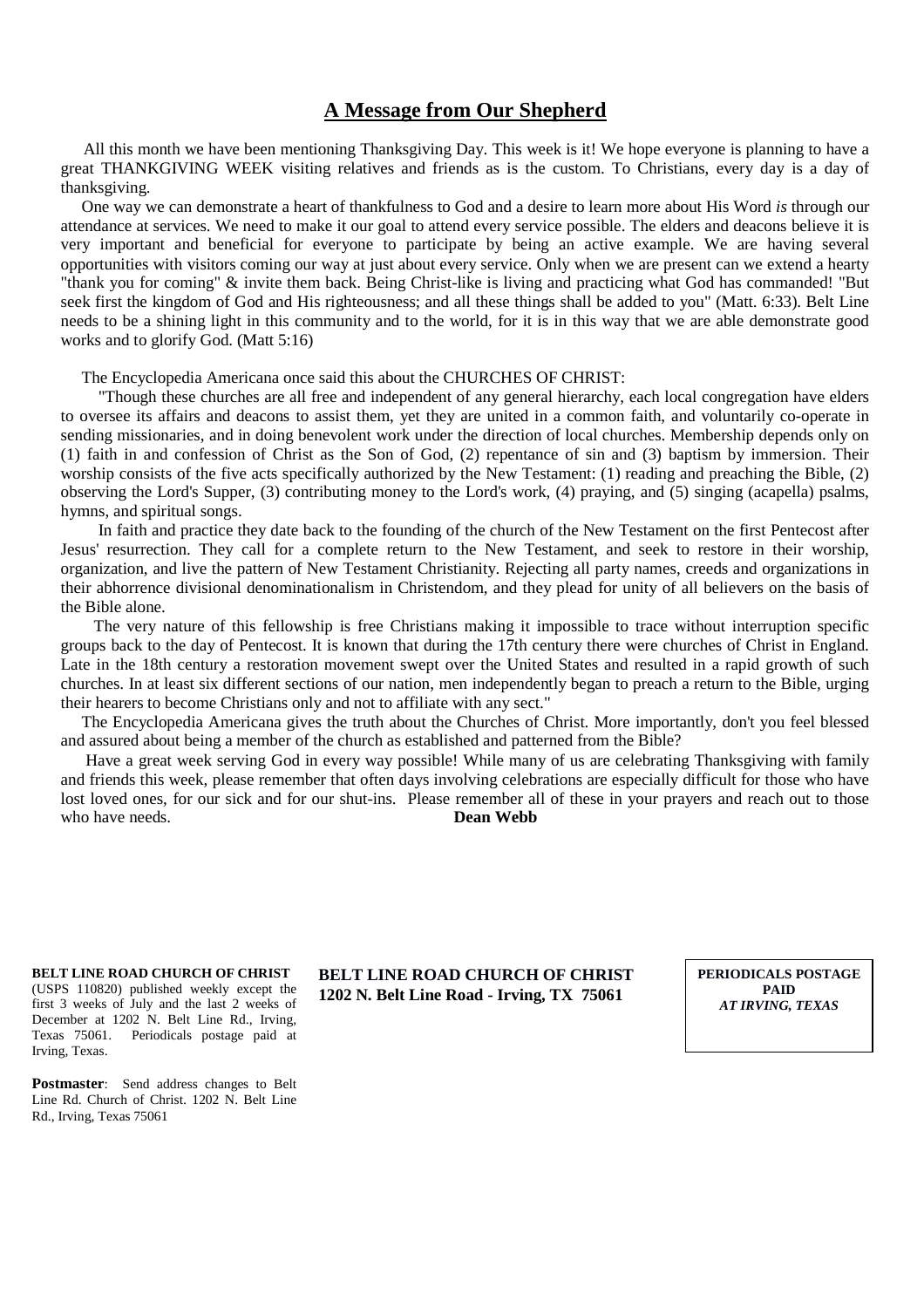## A Message from Our Shepherd

All this month we have been mentioning Thanksgiving Day. This week is it! We hope everyone is planning to have a great THANKGIVING WEEK visiting relatives and friends as is the custom. To Christians, every day is a day of thanksgiving.

One way we can demonstrate a heart of thankfulness to God and a desire to learn more about His Word *is* through our attendance at services. We need to make it our goal to attend every service possible. The elders and deacons believe it is very important and beneficial for everyone to participate by being an active example. We are having several opportunities with visitors coming our way at just about every service. Only when we are present can we extend a hearty "thank you for coming" & invite them back. Being Christ-like is living and practicing what God has commanded! "But seek first the kingdom of God and His righteousness; and all these things shall be added to you" (Matt. 6:33). Belt Line needs to be a shining light in this community and to the world, for it is in this way that we are able demonstrate good works and to glorify God. (Matt 5:16)

The Encyclopedia Americana once said this about the CHURCHES OF CHRIST:

"Though these churches are all free and independent of any general hierarchy, each local congregation have elders to oversee its affairs and deacons to assist them, yet they are united in a common faith, and voluntarily co-operate in sending missionaries, and in doing benevolent work under the direction of local churches. Membership depends only on (1) faith in and confession of Christ as the Son of God, (2) repentance of sin and (3) baptism by immersion. Their worship consists of the five acts specifically authorized by the New Testament: (1) reading and preaching the Bible, (2) observing the Lord's Supper, (3) contributing money to the Lord's work, (4) praying, and (5) singing (acapella) psalms, hymns, and spiritual songs.

In faith and practice they date back to the founding of the church of the New Testament on the first Pentecost after Jesus' resurrection. They call for a complete return to the New Testament, and seek to restore in their worship, organization, and live the pattern of New Testament Christianity. Rejecting all party names, creeds and organizations in their abhorrence divisional denominationalism in Christendom, and they plead for unity of all believers on the basis of the Bible alone.

The very nature of this fellowship is free Christians making it impossible to trace without interruption specific groups back to the day of Pentecost. It is known that during the 17th century there were churches of Christ in England. Late in the 18th century a restoration movement swept over the United States and resulted in a rapid growth of such churches. In at least six different sections of our nation, men independently began to preach a return to the Bible, urging their hearers to become Christians only and not to affiliate with any sect."

The Encyclopedia Americana gives the truth about the Churches of Christ. More importantly, don't you feel blessed and assured about being a member of the church as established and patterned from the Bible?

Have a great week serving God in every way possible! While many of us are celebrating Thanksgiving with family and friends this week, please remember that often days involving celebrations are especially difficult for those who have lost loved ones, for our sick and for our shut-ins. Please remember all of these in your prayers and reach out to those who have needs.

**Dean Webb**

**BELT LINE ROAD CHURCH OF CHRIST** (USPS 110820) published weekly except the first 3 weeks of July and the last 2 weeks of December at 1202 N. Belt Line Rd., Irving, Texas 75061. Periodicals postage paid at Irving, Texas.

**Postmaster**: Send address changes to Belt Line Rd. Church of Christ. 1202 N. Belt Line Rd., Irving, Texas 75061

**BELT LINE ROAD CHURCH OF CHRIST**
**1202 N. Belt Line Road - Irving, TX 75061**

**PERIODICALS POSTAGE PAID**
***AT IRVING, TEXAS***